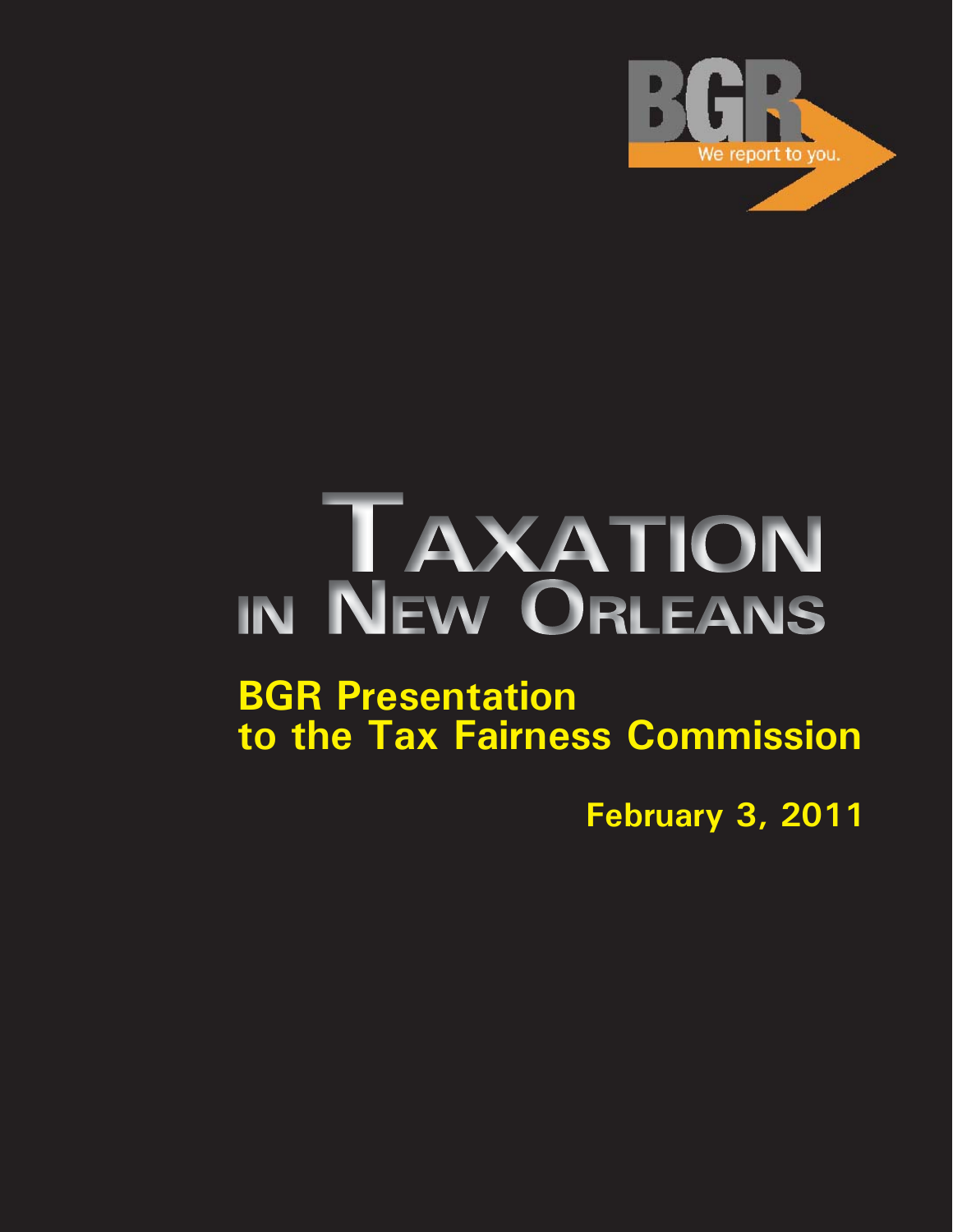BGR

We report to you.

# Taxation in New Orleans

## BGR Presentation to the Tax Fairness Commission

**February 3, 2011**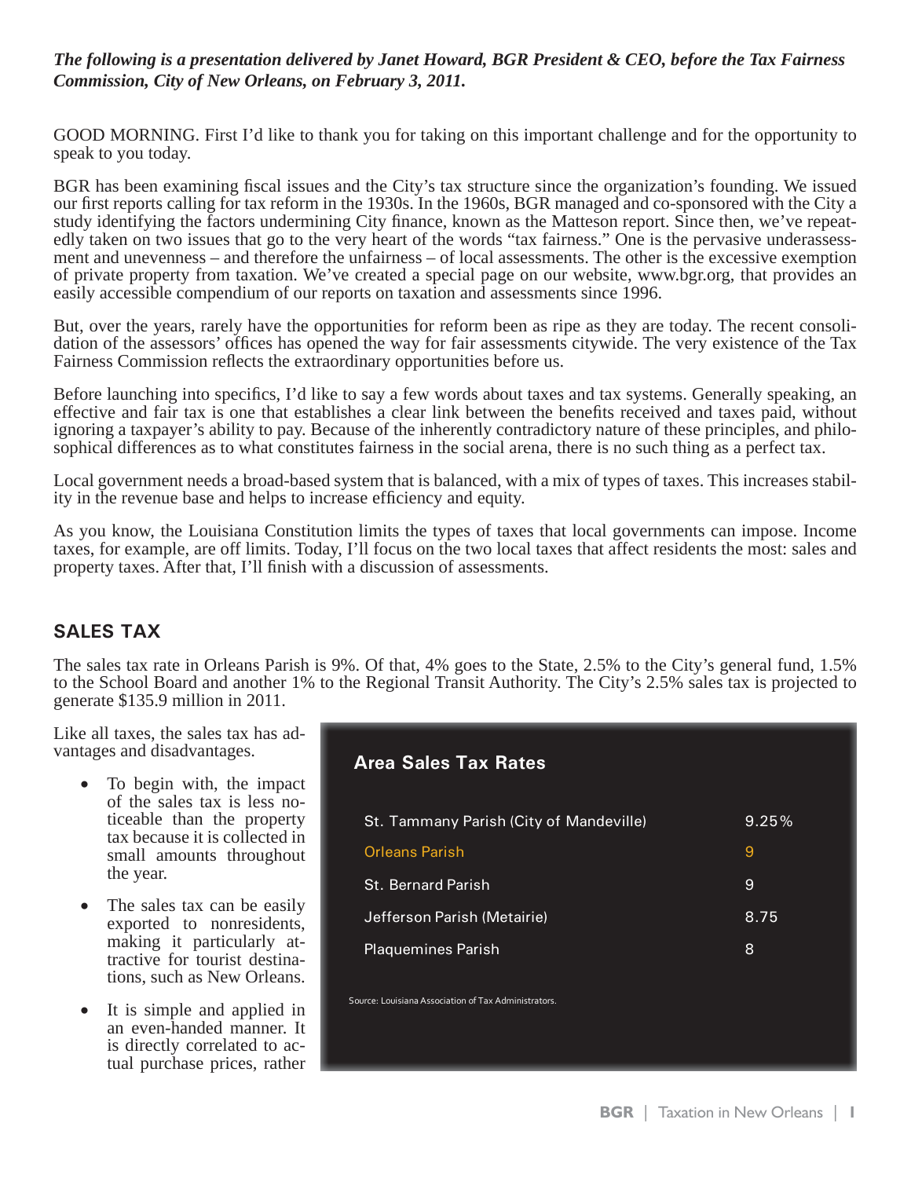*The following is a presentation delivered by Janet Howard, BGR President & CEO, before the Tax Fairness Commission, City of New Orleans, on February 3, 2011.*

GOOD MORNING. First I'd like to thank you for taking on this important challenge and for the opportunity to speak to you today.

BGR has been examining fiscal issues and the City's tax structure since the organization's founding. We issued our first reports calling for tax reform in the 1930s. In the 1960s, BGR managed and co-sponsored with the City a study identifying the factors undermining City finance, known as the Matteson report. Since then, we've repeatedly taken on two issues that go to the very heart of the words "tax fairness." One is the pervasive underassessment and unevenness – and therefore the unfairness – of local assessments. The other is the excessive exemption of private property from taxation. We've created a special page on our website, www.bgr.org, that provides an easily accessible compendium of our reports on taxation and assessments since 1996.

But, over the years, rarely have the opportunities for reform been as ripe as they are today. The recent consolidation of the assessors' offices has opened the way for fair assessments citywide. The very existence of the Tax Fairness Commission reflects the extraordinary opportunities before us.

Before launching into specifics, I'd like to say a few words about taxes and tax systems. Generally speaking, an effective and fair tax is one that establishes a clear link between the benefits received and taxes paid, without ignoring a taxpayer's ability to pay. Because of the inherently contradictory nature of these principles, and philosophical differences as to what constitutes fairness in the social arena, there is no such thing as a perfect tax.

Local government needs a broad-based system that is balanced, with a mix of types of taxes. This increases stability in the revenue base and helps to increase efficiency and equity.

As you know, the Louisiana Constitution limits the types of taxes that local governments can impose. Income taxes, for example, are off limits. Today, I'll focus on the two local taxes that affect residents the most: sales and property taxes. After that, I'll finish with a discussion of assessments.

## SALES TAX

The sales tax rate in Orleans Parish is 9%. Of that, 4% goes to the State, 2.5% to the City's general fund, 1.5% to the School Board and another 1% to the Regional Transit Authority. The City's 2.5% sales tax is projected to generate $135.9 million in 2011.

Like all taxes, the sales tax has advantages and disadvantages.

- To begin with, the impact of the sales tax is less noticeable than the property tax because it is collected in small amounts throughout the year.
- The sales tax can be easily exported to nonresidents, making it particularly attractive for tourist destinations, such as New Orleans.
- It is simple and applied in an even-handed manner. It is directly correlated to actual purchase prices, rather

**Area Sales Tax Rates**

| Parish | Rate |
|---|---|
| St. Tammany Parish (City of Mandeville) | 9.25% |
| Orleans Parish | 9 |
| St. Bernard Parish | 9 |
| Jefferson Parish (Metairie) | 8.75 |
| Plaquemines Parish | 8 |

Source: Louisiana Association of Tax Administrators.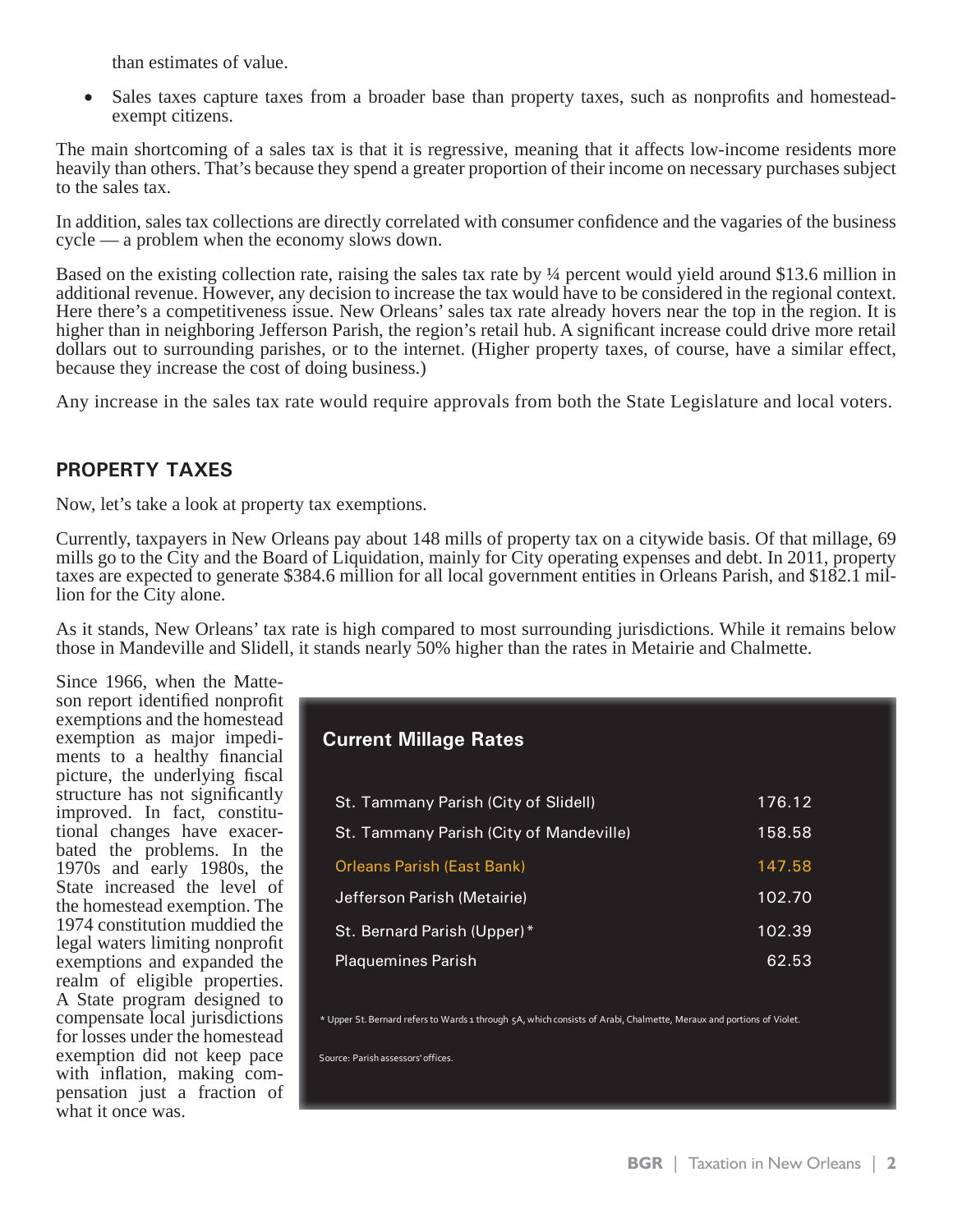than estimates of value.

- Sales taxes capture taxes from a broader base than property taxes, such as nonprofits and homestead-exempt citizens.

The main shortcoming of a sales tax is that it is regressive, meaning that it affects low-income residents more heavily than others. That's because they spend a greater proportion of their income on necessary purchases subject to the sales tax.

In addition, sales tax collections are directly correlated with consumer confidence and the vagaries of the business cycle — a problem when the economy slows down.

Based on the existing collection rate, raising the sales tax rate by ¼ percent would yield around $13.6 million in additional revenue. However, any decision to increase the tax would have to be considered in the regional context. Here there's a competitiveness issue. New Orleans' sales tax rate already hovers near the top in the region. It is higher than in neighboring Jefferson Parish, the region's retail hub. A significant increase could drive more retail dollars out to surrounding parishes, or to the internet. (Higher property taxes, of course, have a similar effect, because they increase the cost of doing business.)

Any increase in the sales tax rate would require approvals from both the State Legislature and local voters.

## PROPERTY TAXES

Now, let's take a look at property tax exemptions.

Currently, taxpayers in New Orleans pay about 148 mills of property tax on a citywide basis. Of that millage, 69 mills go to the City and the Board of Liquidation, mainly for City operating expenses and debt. In 2011, property taxes are expected to generate $384.6 million for all local government entities in Orleans Parish, and $182.1 million for the City alone.

As it stands, New Orleans' tax rate is high compared to most surrounding jurisdictions. While it remains below those in Mandeville and Slidell, it stands nearly 50% higher than the rates in Metairie and Chalmette.

Since 1966, when the Matteson report identified nonprofit exemptions and the homestead exemption as major impediments to a healthy financial picture, the underlying fiscal structure has not significantly improved. In fact, constitutional changes have exacerbated the problems. In the 1970s and early 1980s, the State increased the level of the homestead exemption. The 1974 constitution muddied the legal waters limiting nonprofit exemptions and expanded the realm of eligible properties. A State program designed to compensate local jurisdictions for losses under the homestead exemption did not keep pace with inflation, making compensation just a fraction of what it once was.

**Current Millage Rates**

| Jurisdiction | Millage |
|---|---|
| St. Tammany Parish (City of Slidell) | 176.12 |
| St. Tammany Parish (City of Mandeville) | 158.58 |
| Orleans Parish (East Bank) | 147.58 |
| Jefferson Parish (Metairie) | 102.70 |
| St. Bernard Parish (Upper)* | 102.39 |
| Plaquemines Parish | 62.53 |

* Upper St. Bernard refers to Wards 1 through 5A, which consists of Arabi, Chalmette, Meraux and portions of Violet.

Source: Parish assessors' offices.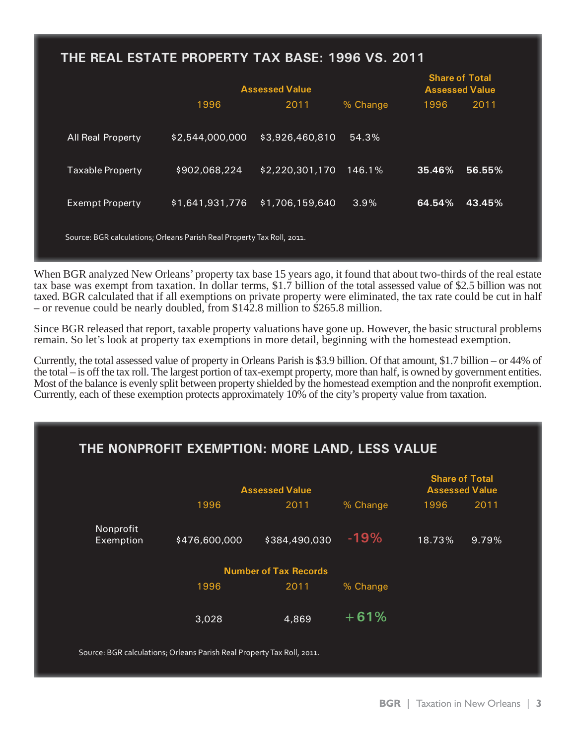## THE REAL ESTATE PROPERTY TAX BASE: 1996 VS. 2011

| | Assessed Value | | | Share of Total Assessed Value | |
|---|---|---|---|---|---|
| | 1996 | 2011 | % Change | 1996 | 2011 |
| All Real Property | $2,544,000,000 | $3,926,460,810 | 54.3% | | |
| Taxable Property | $902,068,224 | $2,220,301,170 | 146.1% | **35.46%** | **56.55%** |
| Exempt Property | $1,641,931,776 | $1,706,159,640 | 3.9% | **64.54%** | **43.45%** |

Source: BGR calculations; Orleans Parish Real Property Tax Roll, 2011.

When BGR analyzed New Orleans' property tax base 15 years ago, it found that about two-thirds of the real estate tax base was exempt from taxation. In dollar terms, $1.7 billion of the total assessed value of $2.5 billion was not taxed. BGR calculated that if all exemptions on private property were eliminated, the tax rate could be cut in half – or revenue could be nearly doubled, from $142.8 million to $265.8 million.

Since BGR released that report, taxable property valuations have gone up. However, the basic structural problems remain. So let's look at property tax exemptions in more detail, beginning with the homestead exemption.

Currently, the total assessed value of property in Orleans Parish is $3.9 billion. Of that amount, $1.7 billion – or 44% of the total – is off the tax roll. The largest portion of tax-exempt property, more than half, is owned by government entities. Most of the balance is evenly split between property shielded by the homestead exemption and the nonprofit exemption. Currently, each of these exemption protects approximately 10% of the city's property value from taxation.

## THE NONPROFIT EXEMPTION: MORE LAND, LESS VALUE

| | Assessed Value | | | Share of Total Assessed Value | |
|---|---|---|---|---|---|
| | 1996 | 2011 | % Change | 1996 | 2011 |
| Nonprofit Exemption | $476,600,000 | $384,490,030 | -19% | 18.73% | 9.79% |

| | Number of Tax Records | | |
|---|---|---|---|
| | 1996 | 2011 | % Change |
| | 3,028 | 4,869 | +61% |

Source: BGR calculations; Orleans Parish Real Property Tax Roll, 2011.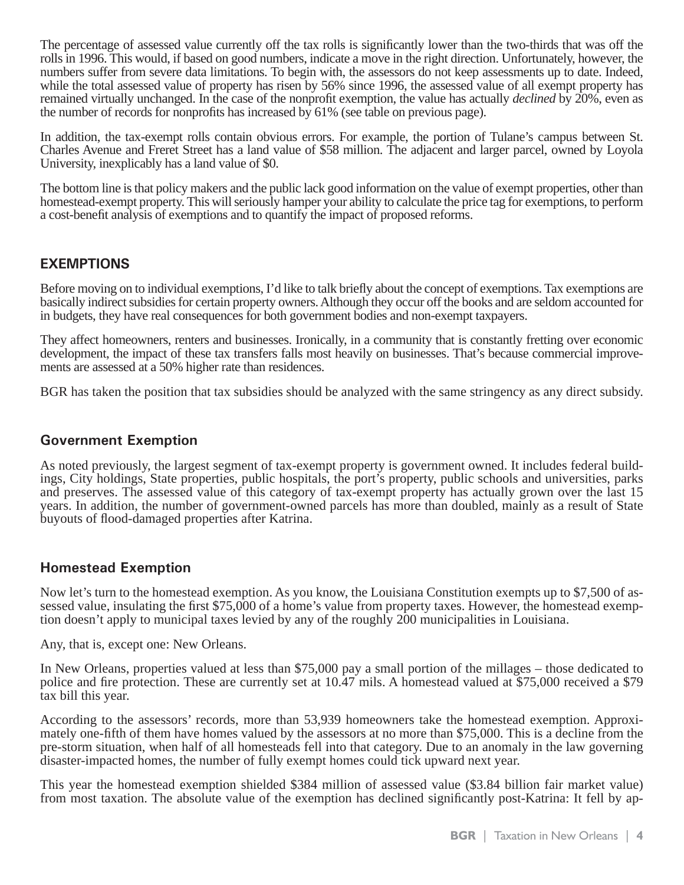The percentage of assessed value currently off the tax rolls is significantly lower than the two-thirds that was off the rolls in 1996. This would, if based on good numbers, indicate a move in the right direction. Unfortunately, however, the numbers suffer from severe data limitations. To begin with, the assessors do not keep assessments up to date. Indeed, while the total assessed value of property has risen by 56% since 1996, the assessed value of all exempt property has remained virtually unchanged. In the case of the nonprofit exemption, the value has actually *declined* by 20%, even as the number of records for nonprofits has increased by 61% (see table on previous page).

In addition, the tax-exempt rolls contain obvious errors. For example, the portion of Tulane's campus between St. Charles Avenue and Freret Street has a land value of $58 million. The adjacent and larger parcel, owned by Loyola University, inexplicably has a land value of $0.

The bottom line is that policy makers and the public lack good information on the value of exempt properties, other than homestead-exempt property. This will seriously hamper your ability to calculate the price tag for exemptions, to perform a cost-benefit analysis of exemptions and to quantify the impact of proposed reforms.

## EXEMPTIONS

Before moving on to individual exemptions, I'd like to talk briefly about the concept of exemptions. Tax exemptions are basically indirect subsidies for certain property owners. Although they occur off the books and are seldom accounted for in budgets, they have real consequences for both government bodies and non-exempt taxpayers.

They affect homeowners, renters and businesses. Ironically, in a community that is constantly fretting over economic development, the impact of these tax transfers falls most heavily on businesses. That's because commercial improvements are assessed at a 50% higher rate than residences.

BGR has taken the position that tax subsidies should be analyzed with the same stringency as any direct subsidy.

### Government Exemption

As noted previously, the largest segment of tax-exempt property is government owned. It includes federal buildings, City holdings, State properties, public hospitals, the port's property, public schools and universities, parks and preserves. The assessed value of this category of tax-exempt property has actually grown over the last 15 years. In addition, the number of government-owned parcels has more than doubled, mainly as a result of State buyouts of flood-damaged properties after Katrina.

### Homestead Exemption

Now let's turn to the homestead exemption. As you know, the Louisiana Constitution exempts up to $7,500 of assessed value, insulating the first $75,000 of a home's value from property taxes. However, the homestead exemption doesn't apply to municipal taxes levied by any of the roughly 200 municipalities in Louisiana.

Any, that is, except one: New Orleans.

In New Orleans, properties valued at less than $75,000 pay a small portion of the millages – those dedicated to police and fire protection. These are currently set at 10.47 mils. A homestead valued at $75,000 received a $79 tax bill this year.

According to the assessors' records, more than 53,939 homeowners take the homestead exemption. Approximately one-fifth of them have homes valued by the assessors at no more than $75,000. This is a decline from the pre-storm situation, when half of all homesteads fell into that category. Due to an anomaly in the law governing disaster-impacted homes, the number of fully exempt homes could tick upward next year.

This year the homestead exemption shielded $384 million of assessed value ($3.84 billion fair market value) from most taxation. The absolute value of the exemption has declined significantly post-Katrina: It fell by ap-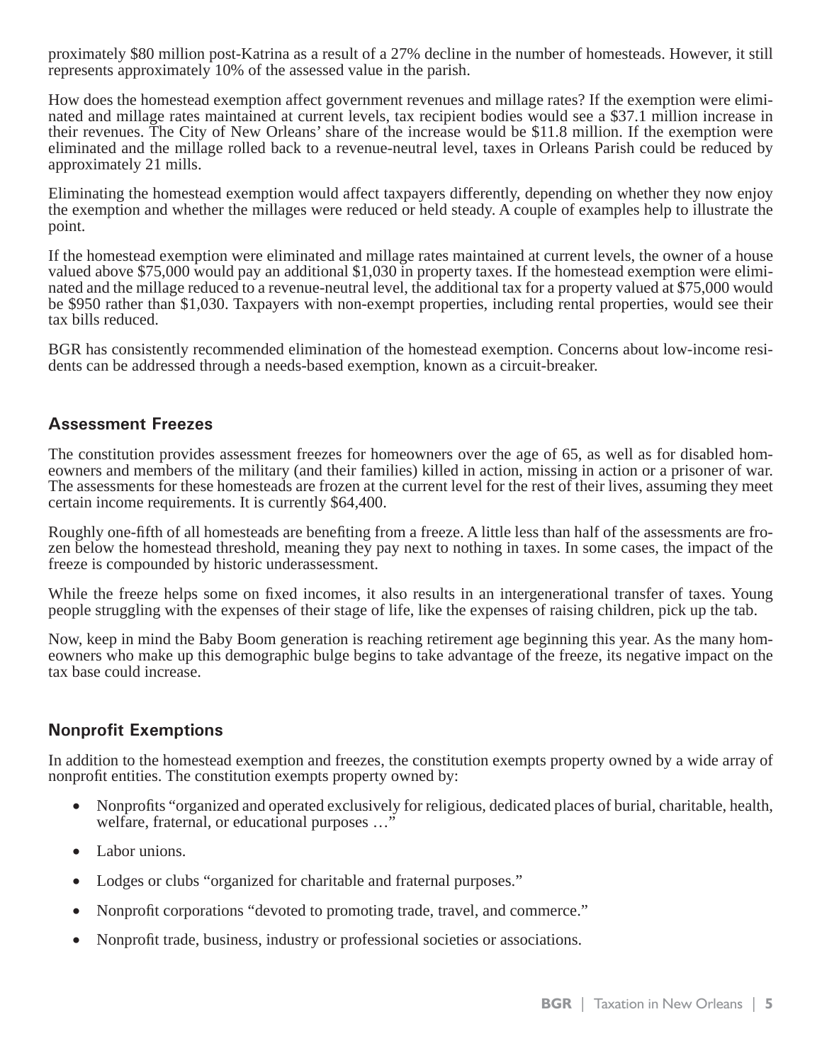proximately $80 million post-Katrina as a result of a 27% decline in the number of homesteads. However, it still represents approximately 10% of the assessed value in the parish.

How does the homestead exemption affect government revenues and millage rates? If the exemption were eliminated and millage rates maintained at current levels, tax recipient bodies would see a $37.1 million increase in their revenues. The City of New Orleans' share of the increase would be $11.8 million. If the exemption were eliminated and the millage rolled back to a revenue-neutral level, taxes in Orleans Parish could be reduced by approximately 21 mills.

Eliminating the homestead exemption would affect taxpayers differently, depending on whether they now enjoy the exemption and whether the millages were reduced or held steady. A couple of examples help to illustrate the point.

If the homestead exemption were eliminated and millage rates maintained at current levels, the owner of a house valued above $75,000 would pay an additional $1,030 in property taxes. If the homestead exemption were eliminated and the millage reduced to a revenue-neutral level, the additional tax for a property valued at $75,000 would be $950 rather than $1,030. Taxpayers with non-exempt properties, including rental properties, would see their tax bills reduced.

BGR has consistently recommended elimination of the homestead exemption. Concerns about low-income residents can be addressed through a needs-based exemption, known as a circuit-breaker.

### Assessment Freezes

The constitution provides assessment freezes for homeowners over the age of 65, as well as for disabled homeowners and members of the military (and their families) killed in action, missing in action or a prisoner of war. The assessments for these homesteads are frozen at the current level for the rest of their lives, assuming they meet certain income requirements. It is currently $64,400.

Roughly one-fifth of all homesteads are benefiting from a freeze. A little less than half of the assessments are frozen below the homestead threshold, meaning they pay next to nothing in taxes. In some cases, the impact of the freeze is compounded by historic underassessment.

While the freeze helps some on fixed incomes, it also results in an intergenerational transfer of taxes. Young people struggling with the expenses of their stage of life, like the expenses of raising children, pick up the tab.

Now, keep in mind the Baby Boom generation is reaching retirement age beginning this year. As the many homeowners who make up this demographic bulge begins to take advantage of the freeze, its negative impact on the tax base could increase.

### Nonprofit Exemptions

In addition to the homestead exemption and freezes, the constitution exempts property owned by a wide array of nonprofit entities. The constitution exempts property owned by:

- Nonprofits "organized and operated exclusively for religious, dedicated places of burial, charitable, health, welfare, fraternal, or educational purposes …"
- Labor unions.
- Lodges or clubs "organized for charitable and fraternal purposes."
- Nonprofit corporations "devoted to promoting trade, travel, and commerce."
- Nonprofit trade, business, industry or professional societies or associations.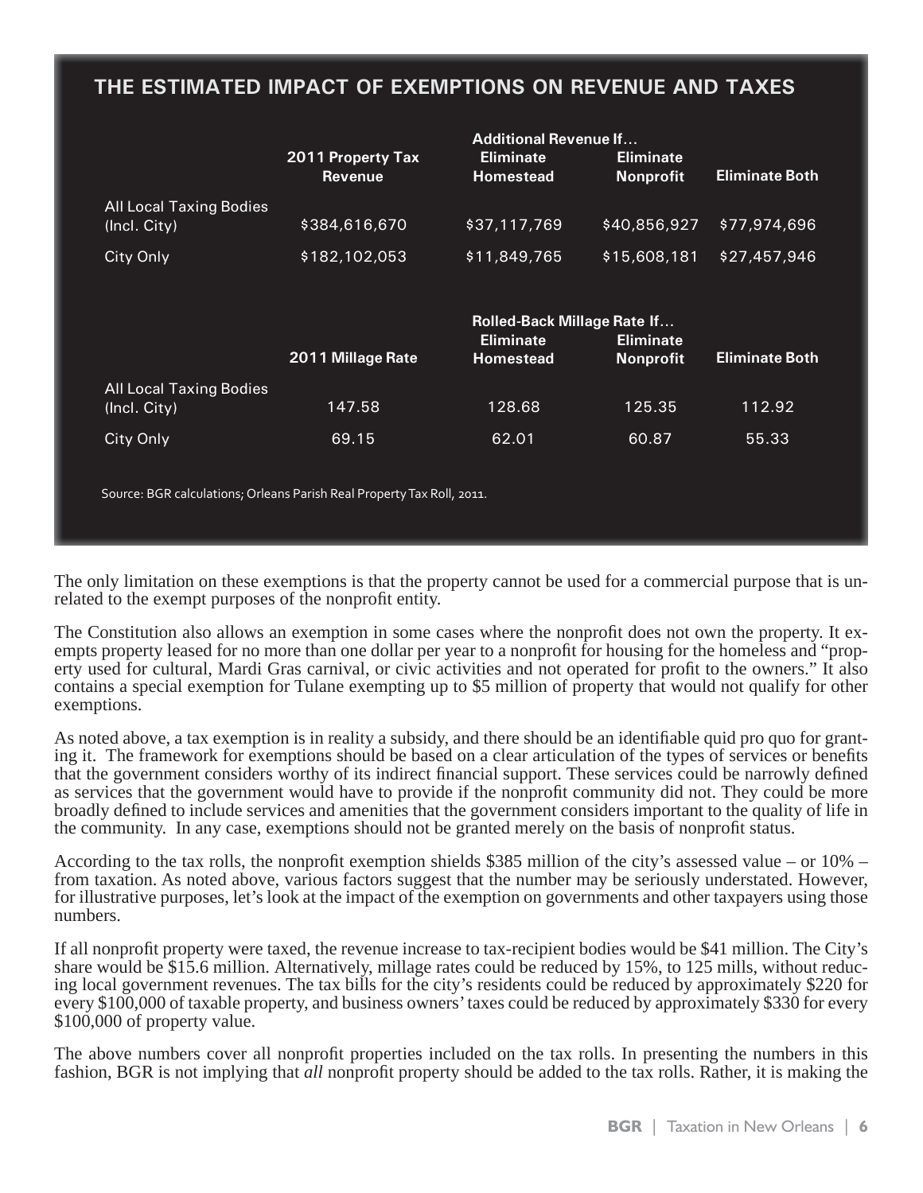## THE ESTIMATED IMPACT OF EXEMPTIONS ON REVENUE AND TAXES

| | 2011 Property Tax Revenue | Additional Revenue If… Eliminate Homestead | Eliminate Nonprofit | Eliminate Both |
|---|---|---|---|---|
| All Local Taxing Bodies (Incl. City) | $384,616,670 | $37,117,769 | $40,856,927 | $77,974,696 |
| City Only | $182,102,053 | $11,849,765 | $15,608,181 | $27,457,946 |

| | 2011 Millage Rate | Rolled-Back Millage Rate If… Eliminate Homestead | Eliminate Nonprofit | Eliminate Both |
|---|---|---|---|---|
| All Local Taxing Bodies (Incl. City) | 147.58 | 128.68 | 125.35 | 112.92 |
| City Only | 69.15 | 62.01 | 60.87 | 55.33 |

Source: BGR calculations; Orleans Parish Real Property Tax Roll, 2011.

The only limitation on these exemptions is that the property cannot be used for a commercial purpose that is unrelated to the exempt purposes of the nonprofit entity.

The Constitution also allows an exemption in some cases where the nonprofit does not own the property. It exempts property leased for no more than one dollar per year to a nonprofit for housing for the homeless and "property used for cultural, Mardi Gras carnival, or civic activities and not operated for profit to the owners." It also contains a special exemption for Tulane exempting up to $5 million of property that would not qualify for other exemptions.

As noted above, a tax exemption is in reality a subsidy, and there should be an identifiable quid pro quo for granting it. The framework for exemptions should be based on a clear articulation of the types of services or benefits that the government considers worthy of its indirect financial support. These services could be narrowly defined as services that the government would have to provide if the nonprofit community did not. They could be more broadly defined to include services and amenities that the government considers important to the quality of life in the community. In any case, exemptions should not be granted merely on the basis of nonprofit status.

According to the tax rolls, the nonprofit exemption shields $385 million of the city's assessed value – or 10% – from taxation. As noted above, various factors suggest that the number may be seriously understated. However, for illustrative purposes, let's look at the impact of the exemption on governments and other taxpayers using those numbers.

If all nonprofit property were taxed, the revenue increase to tax-recipient bodies would be $41 million. The City's share would be $15.6 million. Alternatively, millage rates could be reduced by 15%, to 125 mills, without reducing local government revenues. The tax bills for the city's residents could be reduced by approximately $220 for every $100,000 of taxable property, and business owners' taxes could be reduced by approximately $330 for every $100,000 of property value.

The above numbers cover all nonprofit properties included on the tax rolls. In presenting the numbers in this fashion, BGR is not implying that *all* nonprofit property should be added to the tax rolls. Rather, it is making the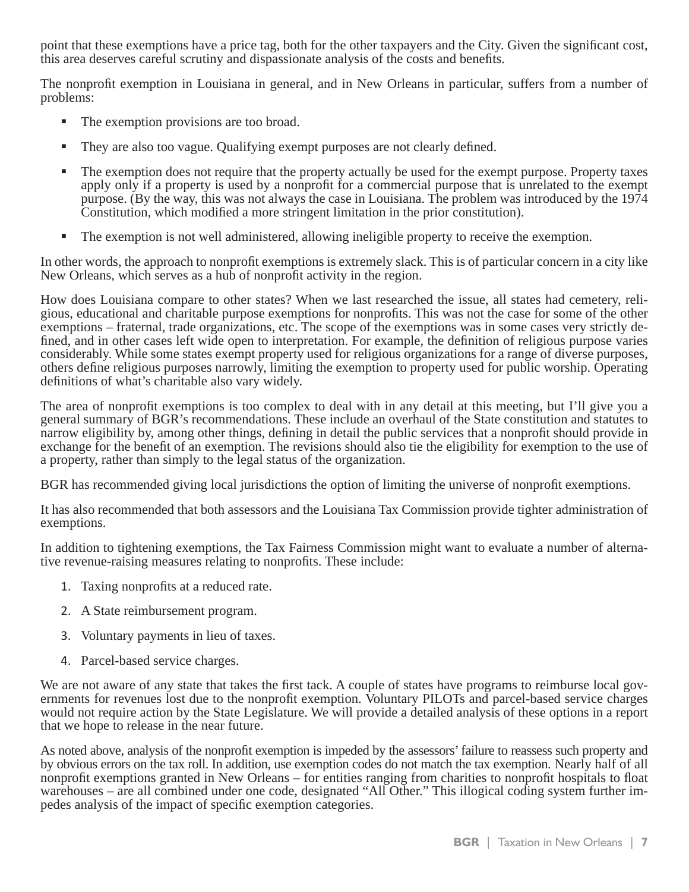point that these exemptions have a price tag, both for the other taxpayers and the City. Given the significant cost, this area deserves careful scrutiny and dispassionate analysis of the costs and benefits.

The nonprofit exemption in Louisiana in general, and in New Orleans in particular, suffers from a number of problems:

- The exemption provisions are too broad.
- They are also too vague. Qualifying exempt purposes are not clearly defined.
- The exemption does not require that the property actually be used for the exempt purpose. Property taxes apply only if a property is used by a nonprofit for a commercial purpose that is unrelated to the exempt purpose. (By the way, this was not always the case in Louisiana. The problem was introduced by the 1974 Constitution, which modified a more stringent limitation in the prior constitution).
- The exemption is not well administered, allowing ineligible property to receive the exemption.

In other words, the approach to nonprofit exemptions is extremely slack. This is of particular concern in a city like New Orleans, which serves as a hub of nonprofit activity in the region.

How does Louisiana compare to other states? When we last researched the issue, all states had cemetery, religious, educational and charitable purpose exemptions for nonprofits. This was not the case for some of the other exemptions – fraternal, trade organizations, etc. The scope of the exemptions was in some cases very strictly defined, and in other cases left wide open to interpretation. For example, the definition of religious purpose varies considerably. While some states exempt property used for religious organizations for a range of diverse purposes, others define religious purposes narrowly, limiting the exemption to property used for public worship. Operating definitions of what's charitable also vary widely.

The area of nonprofit exemptions is too complex to deal with in any detail at this meeting, but I'll give you a general summary of BGR's recommendations. These include an overhaul of the State constitution and statutes to narrow eligibility by, among other things, defining in detail the public services that a nonprofit should provide in exchange for the benefit of an exemption. The revisions should also tie the eligibility for exemption to the use of a property, rather than simply to the legal status of the organization.

BGR has recommended giving local jurisdictions the option of limiting the universe of nonprofit exemptions.

It has also recommended that both assessors and the Louisiana Tax Commission provide tighter administration of exemptions.

In addition to tightening exemptions, the Tax Fairness Commission might want to evaluate a number of alternative revenue-raising measures relating to nonprofits. These include:

1. Taxing nonprofits at a reduced rate.
2. A State reimbursement program.
3. Voluntary payments in lieu of taxes.
4. Parcel-based service charges.

We are not aware of any state that takes the first tack. A couple of states have programs to reimburse local governments for revenues lost due to the nonprofit exemption. Voluntary PILOTs and parcel-based service charges would not require action by the State Legislature. We will provide a detailed analysis of these options in a report that we hope to release in the near future.

As noted above, analysis of the nonprofit exemption is impeded by the assessors' failure to reassess such property and by obvious errors on the tax roll. In addition, use exemption codes do not match the tax exemption. Nearly half of all nonprofit exemptions granted in New Orleans – for entities ranging from charities to nonprofit hospitals to float warehouses – are all combined under one code, designated "All Other." This illogical coding system further impedes analysis of the impact of specific exemption categories.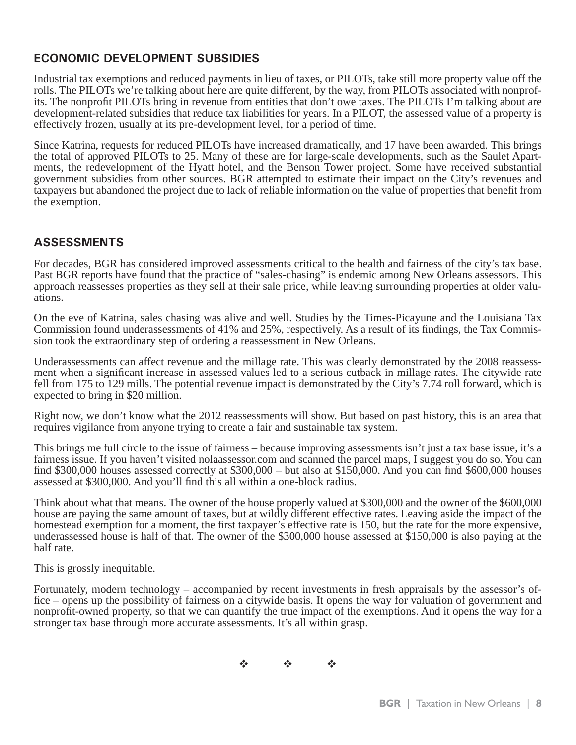## ECONOMIC DEVELOPMENT SUBSIDIES

Industrial tax exemptions and reduced payments in lieu of taxes, or PILOTs, take still more property value off the rolls. The PILOTs we're talking about here are quite different, by the way, from PILOTs associated with nonprofits. The nonprofit PILOTs bring in revenue from entities that don't owe taxes. The PILOTs I'm talking about are development-related subsidies that reduce tax liabilities for years. In a PILOT, the assessed value of a property is effectively frozen, usually at its pre-development level, for a period of time.

Since Katrina, requests for reduced PILOTs have increased dramatically, and 17 have been awarded. This brings the total of approved PILOTs to 25. Many of these are for large-scale developments, such as the Saulet Apartments, the redevelopment of the Hyatt hotel, and the Benson Tower project. Some have received substantial government subsidies from other sources. BGR attempted to estimate their impact on the City's revenues and taxpayers but abandoned the project due to lack of reliable information on the value of properties that benefit from the exemption.

## ASSESSMENTS

For decades, BGR has considered improved assessments critical to the health and fairness of the city's tax base. Past BGR reports have found that the practice of "sales-chasing" is endemic among New Orleans assessors. This approach reassesses properties as they sell at their sale price, while leaving surrounding properties at older valuations.

On the eve of Katrina, sales chasing was alive and well. Studies by the Times-Picayune and the Louisiana Tax Commission found underassessments of 41% and 25%, respectively. As a result of its findings, the Tax Commission took the extraordinary step of ordering a reassessment in New Orleans.

Underassessments can affect revenue and the millage rate. This was clearly demonstrated by the 2008 reassessment when a significant increase in assessed values led to a serious cutback in millage rates. The citywide rate fell from 175 to 129 mills. The potential revenue impact is demonstrated by the City's 7.74 roll forward, which is expected to bring in $20 million.

Right now, we don't know what the 2012 reassessments will show. But based on past history, this is an area that requires vigilance from anyone trying to create a fair and sustainable tax system.

This brings me full circle to the issue of fairness – because improving assessments isn't just a tax base issue, it's a fairness issue. If you haven't visited nolaassessor.com and scanned the parcel maps, I suggest you do so. You can find $300,000 houses assessed correctly at $300,000 – but also at $150,000. And you can find $600,000 houses assessed at $300,000. And you'll find this all within a one-block radius.

Think about what that means. The owner of the house properly valued at $300,000 and the owner of the $600,000 house are paying the same amount of taxes, but at wildly different effective rates. Leaving aside the impact of the homestead exemption for a moment, the first taxpayer's effective rate is 150, but the rate for the more expensive, underassessed house is half of that. The owner of the $300,000 house assessed at $150,000 is also paying at the half rate.

This is grossly inequitable.

Fortunately, modern technology – accompanied by recent investments in fresh appraisals by the assessor's office – opens up the possibility of fairness on a citywide basis. It opens the way for valuation of government and nonprofit-owned property, so that we can quantify the true impact of the exemptions. And it opens the way for a stronger tax base through more accurate assessments. It's all within grasp.

❖ ❖ ❖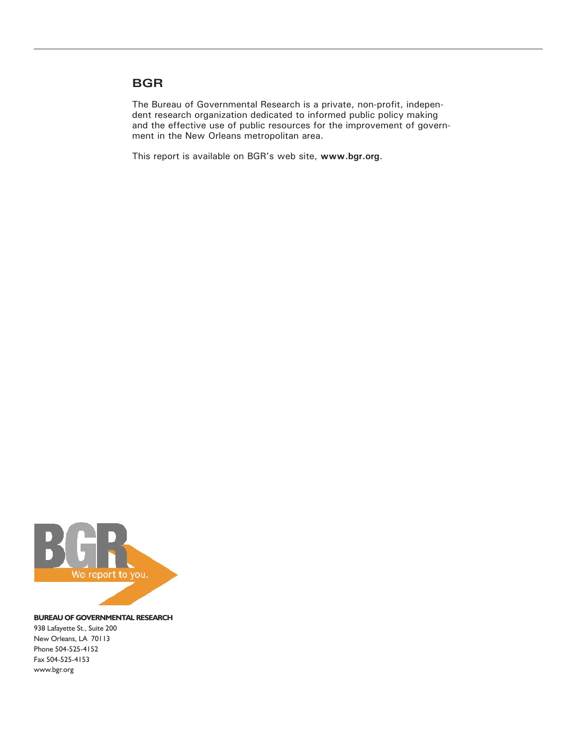## BGR

The Bureau of Governmental Research is a private, non-profit, independent research organization dedicated to informed public policy making and the effective use of public resources for the improvement of government in the New Orleans metropolitan area.

This report is available on BGR's web site, **www.bgr.org**.

BGR

We report to you.

**BUREAU OF GOVERNMENTAL RESEARCH**
938 Lafayette St., Suite 200
New Orleans, LA 70113
Phone 504-525-4152
Fax 504-525-4153
www.bgr.org